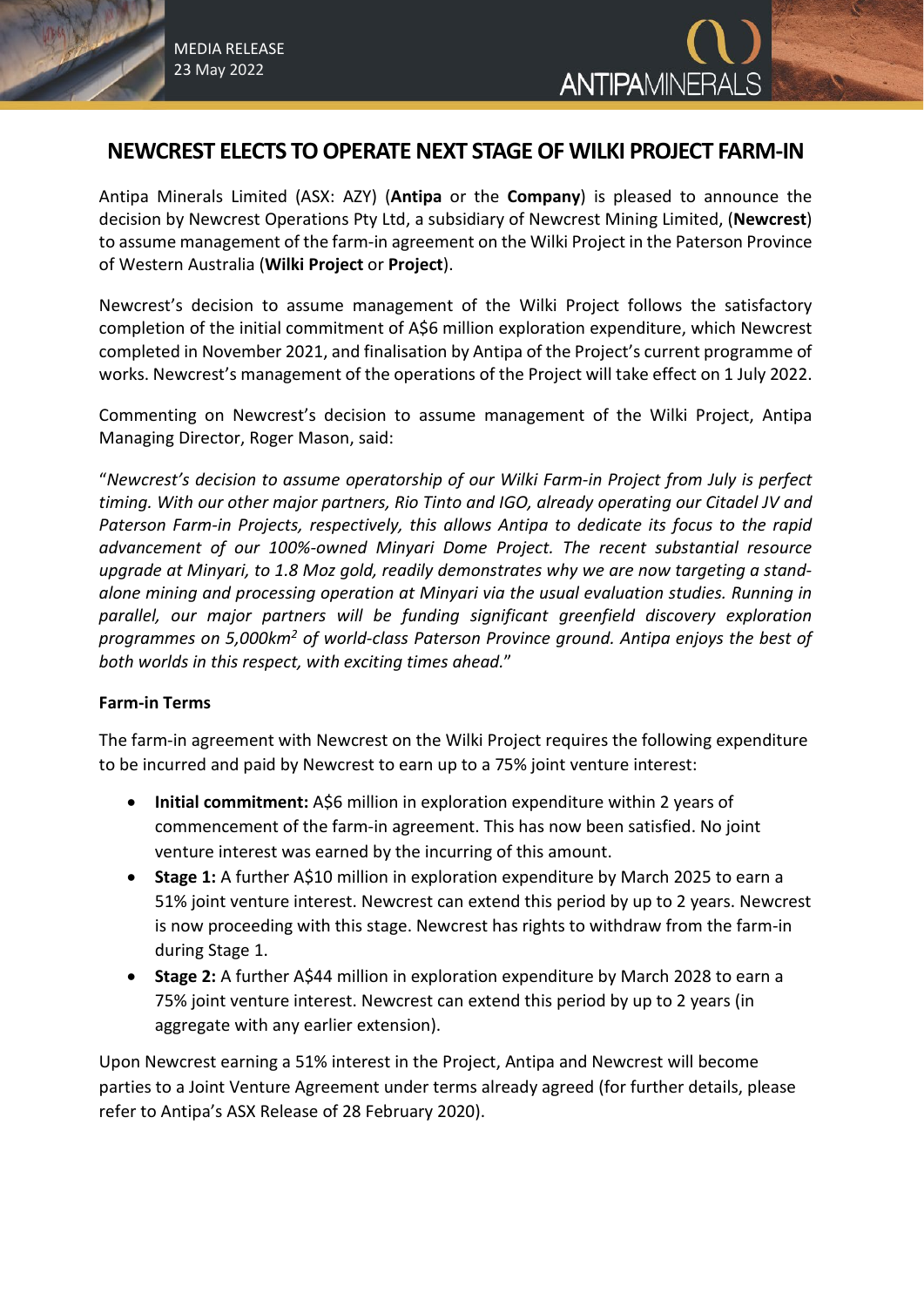MEDIA RELEASE
23 May 2022

# NEWCREST ELECTS TO OPERATE NEXT STAGE OF WILKI PROJECT FARM-IN

Antipa Minerals Limited (ASX: AZY) (**Antipa** or the **Company**) is pleased to announce the decision by Newcrest Operations Pty Ltd, a subsidiary of Newcrest Mining Limited, (**Newcrest**) to assume management of the farm-in agreement on the Wilki Project in the Paterson Province of Western Australia (**Wilki Project** or **Project**).

Newcrest's decision to assume management of the Wilki Project follows the satisfactory completion of the initial commitment of A$6 million exploration expenditure, which Newcrest completed in November 2021, and finalisation by Antipa of the Project's current programme of works. Newcrest's management of the operations of the Project will take effect on 1 July 2022.

Commenting on Newcrest's decision to assume management of the Wilki Project, Antipa Managing Director, Roger Mason, said:

"*Newcrest's decision to assume operatorship of our Wilki Farm-in Project from July is perfect timing. With our other major partners, Rio Tinto and IGO, already operating our Citadel JV and Paterson Farm-in Projects, respectively, this allows Antipa to dedicate its focus to the rapid advancement of our 100%-owned Minyari Dome Project. The recent substantial resource upgrade at Minyari, to 1.8 Moz gold, readily demonstrates why we are now targeting a stand-alone mining and processing operation at Minyari via the usual evaluation studies. Running in parallel, our major partners will be funding significant greenfield discovery exploration programmes on 5,000km$^2$ of world-class Paterson Province ground. Antipa enjoys the best of both worlds in this respect, with exciting times ahead.*"

### Farm-in Terms

The farm-in agreement with Newcrest on the Wilki Project requires the following expenditure to be incurred and paid by Newcrest to earn up to a 75% joint venture interest:

- **Initial commitment:** A$6 million in exploration expenditure within 2 years of commencement of the farm-in agreement. This has now been satisfied. No joint venture interest was earned by the incurring of this amount.
- **Stage 1:** A further A$10 million in exploration expenditure by March 2025 to earn a 51% joint venture interest. Newcrest can extend this period by up to 2 years. Newcrest is now proceeding with this stage. Newcrest has rights to withdraw from the farm-in during Stage 1.
- **Stage 2:** A further A$44 million in exploration expenditure by March 2028 to earn a 75% joint venture interest. Newcrest can extend this period by up to 2 years (in aggregate with any earlier extension).

Upon Newcrest earning a 51% interest in the Project, Antipa and Newcrest will become parties to a Joint Venture Agreement under terms already agreed (for further details, please refer to Antipa's ASX Release of 28 February 2020).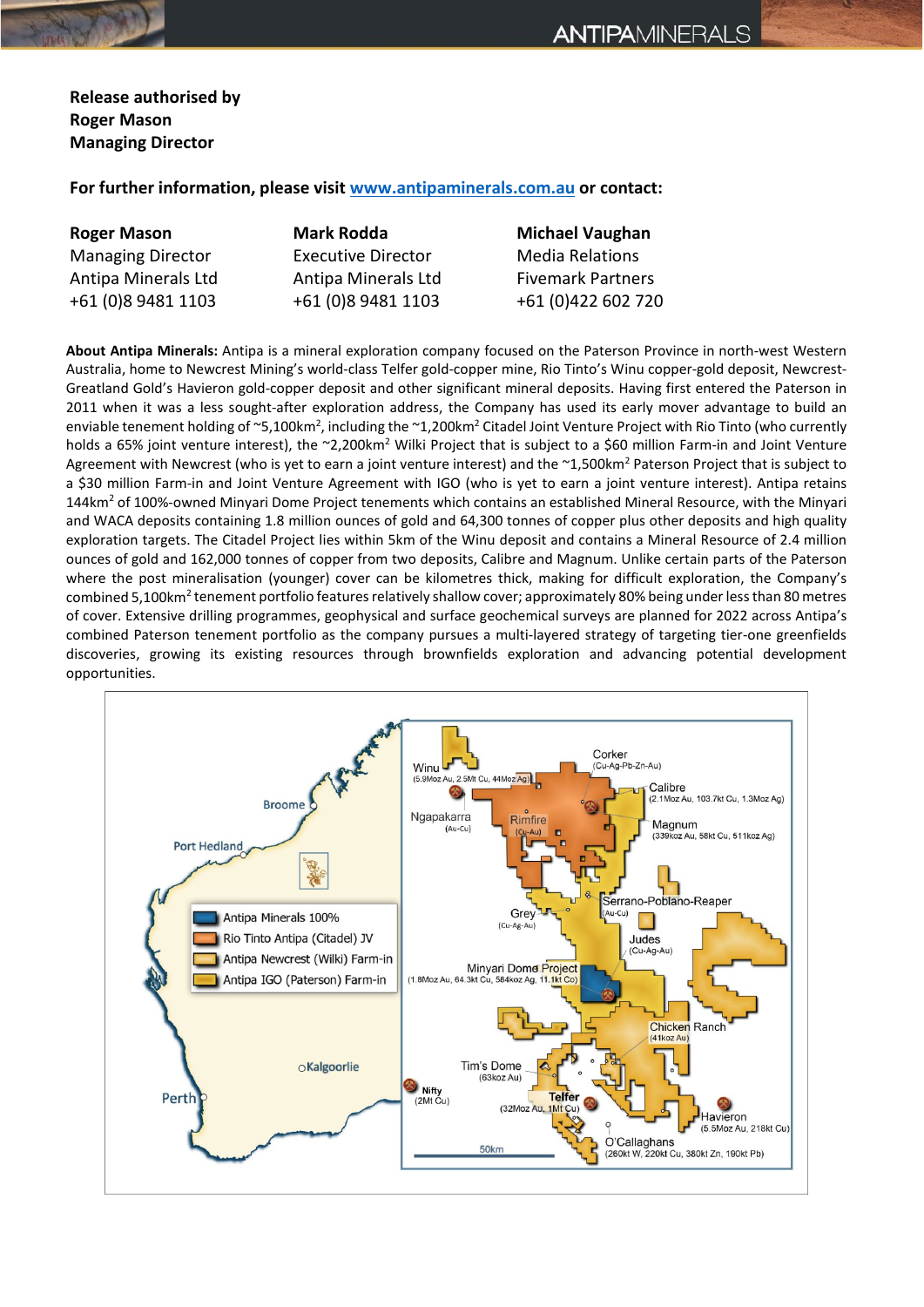**Release authorised by**
**Roger Mason**
**Managing Director**

**For further information, please visit [www.antipaminerals.com.au](http://www.antipaminerals.com.au) or contact:**

| | | |
|---|---|---|
| **Roger Mason** | **Mark Rodda** | **Michael Vaughan** |
| Managing Director | Executive Director | Media Relations |
| Antipa Minerals Ltd | Antipa Minerals Ltd | Fivemark Partners |
| +61 (0)8 9481 1103 | +61 (0)8 9481 1103 | +61 (0)422 602 720 |

**About Antipa Minerals:** Antipa is a mineral exploration company focused on the Paterson Province in north-west Western Australia, home to Newcrest Mining's world-class Telfer gold-copper mine, Rio Tinto's Winu copper-gold deposit, Newcrest-Greatland Gold's Havieron gold-copper deposit and other significant mineral deposits. Having first entered the Paterson in 2011 when it was a less sought-after exploration address, the Company has used its early mover advantage to build an enviable tenement holding of ~5,100km$^2$, including the ~1,200km$^2$ Citadel Joint Venture Project with Rio Tinto (who currently holds a 65% joint venture interest), the ~2,200km$^2$ Wilki Project that is subject to a $60 million Farm-in and Joint Venture Agreement with Newcrest (who is yet to earn a joint venture interest) and the ~1,500km$^2$ Paterson Project that is subject to a $30 million Farm-in and Joint Venture Agreement with IGO (who is yet to earn a joint venture interest). Antipa retains 144km$^2$ of 100%-owned Minyari Dome Project tenements which contains an established Mineral Resource, with the Minyari and WACA deposits containing 1.8 million ounces of gold and 64,300 tonnes of copper plus other deposits and high quality exploration targets. The Citadel Project lies within 5km of the Winu deposit and contains a Mineral Resource of 2.4 million ounces of gold and 162,000 tonnes of copper from two deposits, Calibre and Magnum. Unlike certain parts of the Paterson where the post mineralisation (younger) cover can be kilometres thick, making for difficult exploration, the Company's combined 5,100km$^2$ tenement portfolio features relatively shallow cover; approximately 80% being under less than 80 metres of cover. Extensive drilling programmes, geophysical and surface geochemical surveys are planned for 2022 across Antipa's combined Paterson tenement portfolio as the company pursues a multi-layered strategy of targeting tier-one greenfields discoveries, growing its existing resources through brownfields exploration and advancing potential development opportunities.

Broome
Port Hedland
Kalgoorlie
Perth

Antipa Minerals 100%
Rio Tinto Antipa (Citadel) JV
Antipa Newcrest (Wilki) Farm-in
Antipa IGO (Paterson) Farm-in

Winu (5.9Moz Au, 2.5Mt Cu, 44Moz Ag)
Corker (Cu-Ag-Pb-Zn-Au)
Calibre (2.1Moz Au, 103.7kt Cu, 1.3Moz Ag)
Ngapakarra (Au-Cu)
Rimfire (Cu-Au)
Magnum (339koz Au, 58kt Cu, 511koz Ag)
Serrano-Poblano-Reaper (Au-Cu)
Grey (Cu-Ag-Au)
Judes (Cu-Ag-Au)
Minyari Dome Project (1.8Moz Au, 64.3kt Cu, 584koz Ag, 11.1kt Co)
Chicken Ranch (41koz Au)
Tim's Dome (63koz Au)
Nifty (2Mt Cu)
Telfer (32Moz Au, 1Mt Cu)
Havieron (5.5Moz Au, 218kt Cu)
O'Callaghans (260kt W, 220kt Cu, 380kt Zn, 190kt Pb)
50km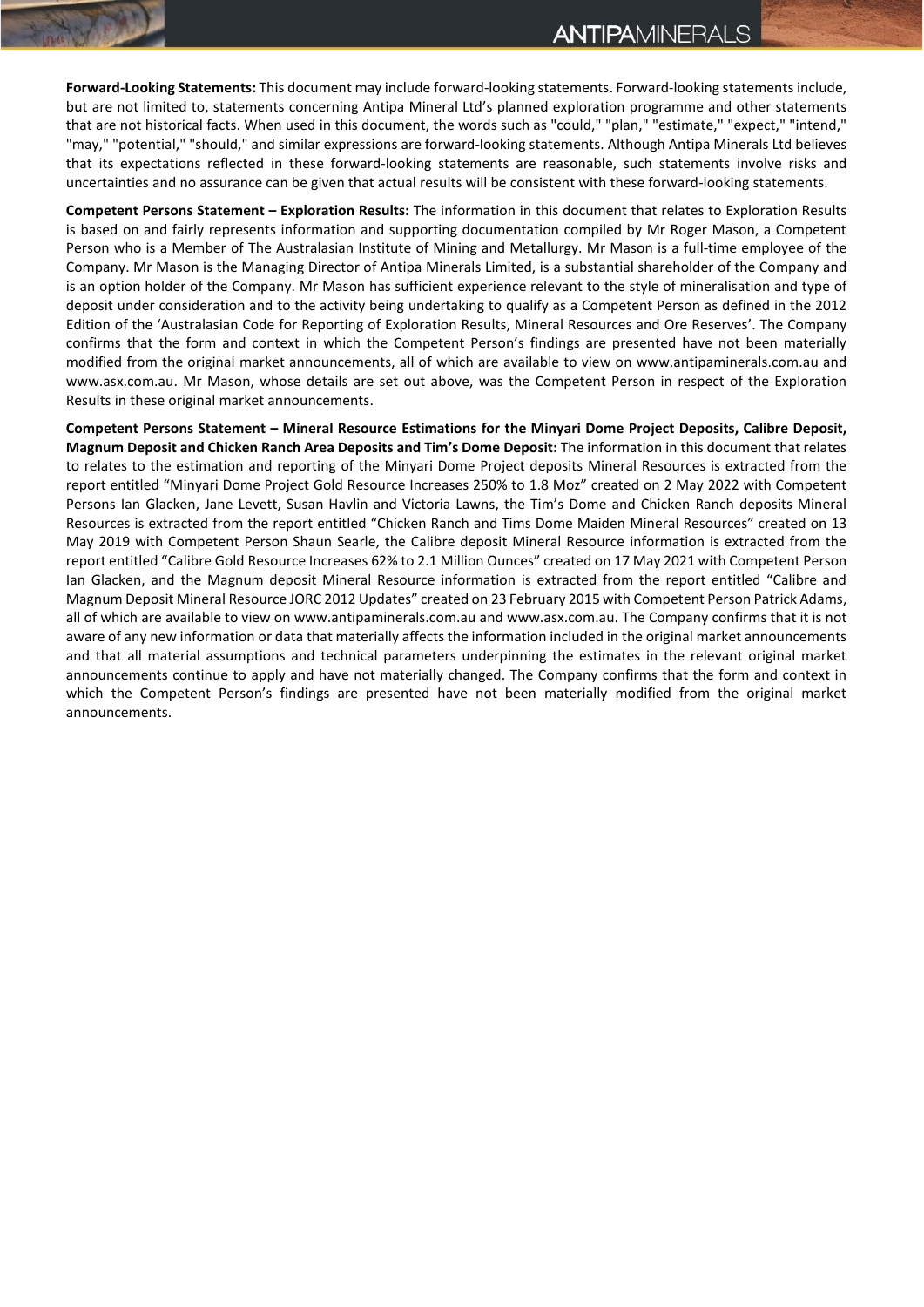**Forward-Looking Statements:** This document may include forward-looking statements. Forward-looking statements include, but are not limited to, statements concerning Antipa Mineral Ltd's planned exploration programme and other statements that are not historical facts. When used in this document, the words such as "could," "plan," "estimate," "expect," "intend," "may," "potential," "should," and similar expressions are forward-looking statements. Although Antipa Minerals Ltd believes that its expectations reflected in these forward-looking statements are reasonable, such statements involve risks and uncertainties and no assurance can be given that actual results will be consistent with these forward-looking statements.

**Competent Persons Statement – Exploration Results:** The information in this document that relates to Exploration Results is based on and fairly represents information and supporting documentation compiled by Mr Roger Mason, a Competent Person who is a Member of The Australasian Institute of Mining and Metallurgy. Mr Mason is a full-time employee of the Company. Mr Mason is the Managing Director of Antipa Minerals Limited, is a substantial shareholder of the Company and is an option holder of the Company. Mr Mason has sufficient experience relevant to the style of mineralisation and type of deposit under consideration and to the activity being undertaking to qualify as a Competent Person as defined in the 2012 Edition of the 'Australasian Code for Reporting of Exploration Results, Mineral Resources and Ore Reserves'. The Company confirms that the form and context in which the Competent Person's findings are presented have not been materially modified from the original market announcements, all of which are available to view on www.antipaminerals.com.au and www.asx.com.au. Mr Mason, whose details are set out above, was the Competent Person in respect of the Exploration Results in these original market announcements.

**Competent Persons Statement – Mineral Resource Estimations for the Minyari Dome Project Deposits, Calibre Deposit, Magnum Deposit and Chicken Ranch Area Deposits and Tim's Dome Deposit:** The information in this document that relates to relates to the estimation and reporting of the Minyari Dome Project deposits Mineral Resources is extracted from the report entitled "Minyari Dome Project Gold Resource Increases 250% to 1.8 Moz" created on 2 May 2022 with Competent Persons Ian Glacken, Jane Levett, Susan Havlin and Victoria Lawns, the Tim's Dome and Chicken Ranch deposits Mineral Resources is extracted from the report entitled "Chicken Ranch and Tims Dome Maiden Mineral Resources" created on 13 May 2019 with Competent Person Shaun Searle, the Calibre deposit Mineral Resource information is extracted from the report entitled "Calibre Gold Resource Increases 62% to 2.1 Million Ounces" created on 17 May 2021 with Competent Person Ian Glacken, and the Magnum deposit Mineral Resource information is extracted from the report entitled "Calibre and Magnum Deposit Mineral Resource JORC 2012 Updates" created on 23 February 2015 with Competent Person Patrick Adams, all of which are available to view on www.antipaminerals.com.au and www.asx.com.au. The Company confirms that it is not aware of any new information or data that materially affects the information included in the original market announcements and that all material assumptions and technical parameters underpinning the estimates in the relevant original market announcements continue to apply and have not materially changed. The Company confirms that the form and context in which the Competent Person's findings are presented have not been materially modified from the original market announcements.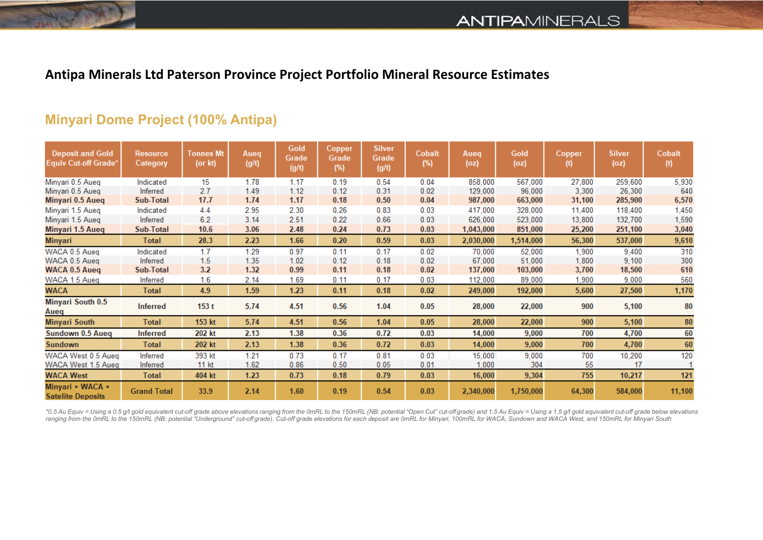## Antipa Minerals Ltd Paterson Province Project Portfolio Mineral Resource Estimates

### Minyari Dome Project (100% Antipa)

| Deposit and Gold Equiv Cut-off Grade* | Resource Category | Tonnes Mt (or kt) | Aueq (g/t) | Gold Grade (g/t) | Copper Grade (%) | Silver Grade (g/t) | Cobalt (%) | Aueq (oz) | Gold (oz) | Copper (t) | Silver (oz) | Cobalt (t) |
|---|---|---|---|---|---|---|---|---|---|---|---|---|
| Minyari 0.5 Aueq | Indicated | 15 | 1.78 | 1.17 | 0.19 | 0.54 | 0.04 | 858,000 | 567,000 | 27,800 | 259,600 | 5,930 |
| Minyari 0.5 Aueq | Inferred | 2.7 | 1.49 | 1.12 | 0.12 | 0.31 | 0.02 | 129,000 | 96,000 | 3,300 | 26,300 | 640 |
| **Minyari 0.5 Aueq** | **Sub-Total** | **17.7** | **1.74** | **1.17** | **0.18** | **0.50** | **0.04** | **987,000** | **663,000** | **31,100** | **285,900** | **6,570** |
| Minyari 1.5 Aueq | Indicated | 4.4 | 2.95 | 2.30 | 0.26 | 0.83 | 0.03 | 417,000 | 328,000 | 11,400 | 118,400 | 1,450 |
| Minyari 1.5 Aueq | Inferred | 6.2 | 3.14 | 2.51 | 0.22 | 0.66 | 0.03 | 626,000 | 523,000 | 13,800 | 132,700 | 1,590 |
| **Minyari 1.5 Aueq** | **Sub-Total** | **10.6** | **3.06** | **2.48** | **0.24** | **0.73** | **0.03** | **1,043,000** | **851,000** | **25,200** | **251,100** | **3,040** |
| **Minyari** | **Total** | **28.3** | **2.23** | **1.66** | **0.20** | **0.59** | **0.03** | **2,030,000** | **1,514,000** | **56,300** | **537,000** | **9,610** |
| WACA 0.5 Aueq | Indicated | 1.7 | 1.29 | 0.97 | 0.11 | 0.17 | 0.02 | 70,000 | 52,000 | 1,900 | 9,400 | 310 |
| WACA 0.5 Aueq | Inferred | 1.5 | 1.35 | 1.02 | 0.12 | 0.18 | 0.02 | 67,000 | 51,000 | 1,800 | 9,100 | 300 |
| **WACA 0.5 Aueq** | **Sub-Total** | **3.2** | **1.32** | **0.99** | **0.11** | **0.18** | **0.02** | **137,000** | **103,000** | **3,700** | **18,500** | **610** |
| WACA 1.5 Aueq | Inferred | 1.6 | 2.14 | 1.69 | 0.11 | 0.17 | 0.03 | 112,000 | 89,000 | 1,900 | 9,000 | 560 |
| **WACA** | **Total** | **4.9** | **1.59** | **1.23** | **0.11** | **0.18** | **0.02** | **249,000** | **192,000** | **5,600** | **27,500** | **1,170** |
| **Minyari South 0.5 Aueq** | **Inferred** | **153 t** | **5.74** | **4.51** | **0.56** | **1.04** | **0.05** | **28,000** | **22,000** | **900** | **5,100** | **80** |
| **Minyari South** | **Total** | **153 kt** | **5.74** | **4.51** | **0.56** | **1.04** | **0.05** | **28,000** | **22,000** | **900** | **5,100** | **80** |
| **Sundown 0.5 Aueq** | **Inferred** | **202 kt** | **2.13** | **1.38** | **0.36** | **0.72** | **0.03** | **14,000** | **9,000** | **700** | **4,700** | **60** |
| **Sundown** | **Total** | **202 kt** | **2.13** | **1.38** | **0.36** | **0.72** | **0.03** | **14,000** | **9,000** | **700** | **4,700** | **60** |
| WACA West 0.5 Aueq | Inferred | 393 kt | 1.21 | 0.73 | 0.17 | 0.81 | 0.03 | 15,000 | 9,000 | 700 | 10,200 | 120 |
| WACA West 1.5 Aueq | Inferred | 11 kt | 1.62 | 0.86 | 0.50 | 0.05 | 0.01 | 1,000 | 304 | 55 | 17 | 1 |
| **WACA West** | **Total** | **404 kt** | **1.23** | **0.73** | **0.18** | **0.79** | **0.03** | **16,000** | **9,304** | **755** | **10,217** | **121** |
| **Minyari + WACA + Satelite Deposits** | **Grand Total** | **33.9** | **2.14** | **1.60** | **0.19** | **0.54** | **0.03** | **2,340,000** | **1,750,000** | **64,300** | **584,000** | **11,100** |

*\*0.5 Au Equiv = Using a 0.5 g/t gold equivalent cut-off grade above elevations ranging from the 0mRL to the 150mRL (NB: potential "Open Cut" cut-off grade) and 1.5 Au Equiv = Using a 1.5 g/t gold equivalent cut-off grade below elevations ranging from the 0mRL to the 150mRL (NB: potential "Underground" cut-off grade). Cut-off grade elevations for each deposit are 0mRL for Minyari, 100mRL for WACA, Sundown and WACA West, and 150mRL for Minyari South*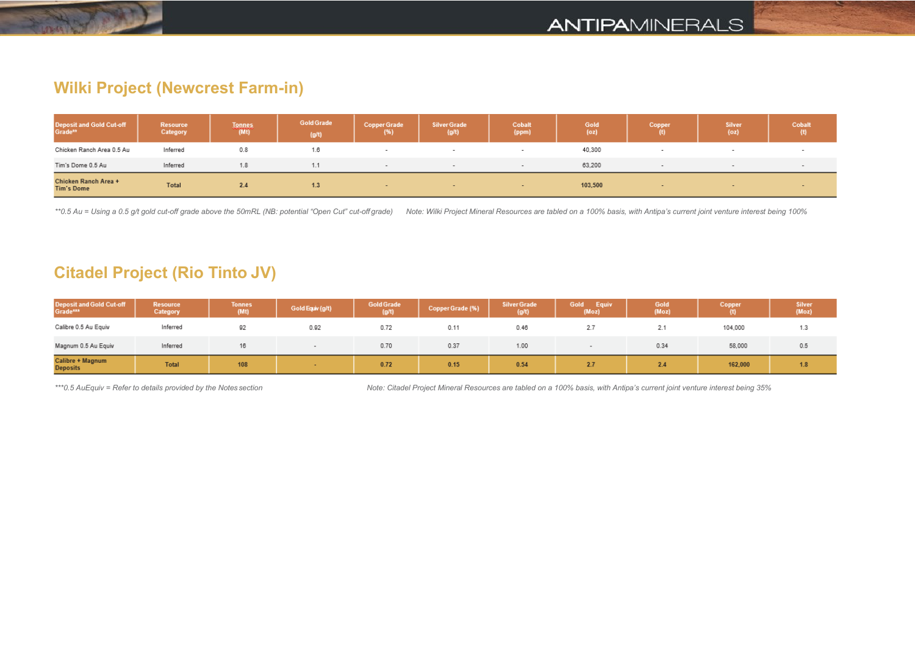## Wilki Project (Newcrest Farm-in)

| Deposit and Gold Cut-off Grade** | Resource Category | Tonnes (Mt) | Gold Grade (g/t) | Copper Grade (%) | Silver Grade (g/t) | Cobalt (ppm) | Gold (oz) | Copper (t) | Silver (oz) | Cobalt (t) |
|---|---|---|---|---|---|---|---|---|---|---|
| Chicken Ranch Area 0.5 Au | Inferred | 0.8 | 1.6 | - | - | - | 40,300 | - | - | - |
| Tim's Dome 0.5 Au | Inferred | 1.8 | 1.1 | - | - | - | 63,200 | - | - | - |
| **Chicken Ranch Area + Tim's Dome** | **Total** | **2.4** | **1.3** | **-** | **-** | **-** | **103,500** | **-** | **-** | **-** |

*\*\*0.5 Au = Using a 0.5 g/t gold cut-off grade above the 50mRL (NB: potential "Open Cut" cut-off grade)*

*Note: Wilki Project Mineral Resources are tabled on a 100% basis, with Antipa's current joint venture interest being 100%*

## Citadel Project (Rio Tinto JV)

| Deposit and Gold Cut-off Grade*** | Resource Category | Tonnes (Mt) | Gold Equiv (g/t) | Gold Grade (g/t) | Copper Grade (%) | Silver Grade (g/t) | Gold Equiv (Moz) | Gold (Moz) | Copper (t) | Silver (Moz) |
|---|---|---|---|---|---|---|---|---|---|---|
| Calibre 0.5 Au Equiv | Inferred | 92 | 0.92 | 0.72 | 0.11 | 0.46 | 2.7 | 2.1 | 104,000 | 1.3 |
| Magnum 0.5 Au Equiv | Inferred | 16 | - | 0.70 | 0.37 | 1.00 | - | 0.34 | 58,000 | 0.5 |
| **Calibre + Magnum Deposits** | **Total** | **108** | **-** | **0.72** | **0.15** | **0.54** | **2.7** | **2.4** | **162,000** | **1.8** |

*\*\*\*0.5 AuEquiv = Refer to details provided by the Notes section*

*Note: Citadel Project Mineral Resources are tabled on a 100% basis, with Antipa's current joint venture interest being 35%*